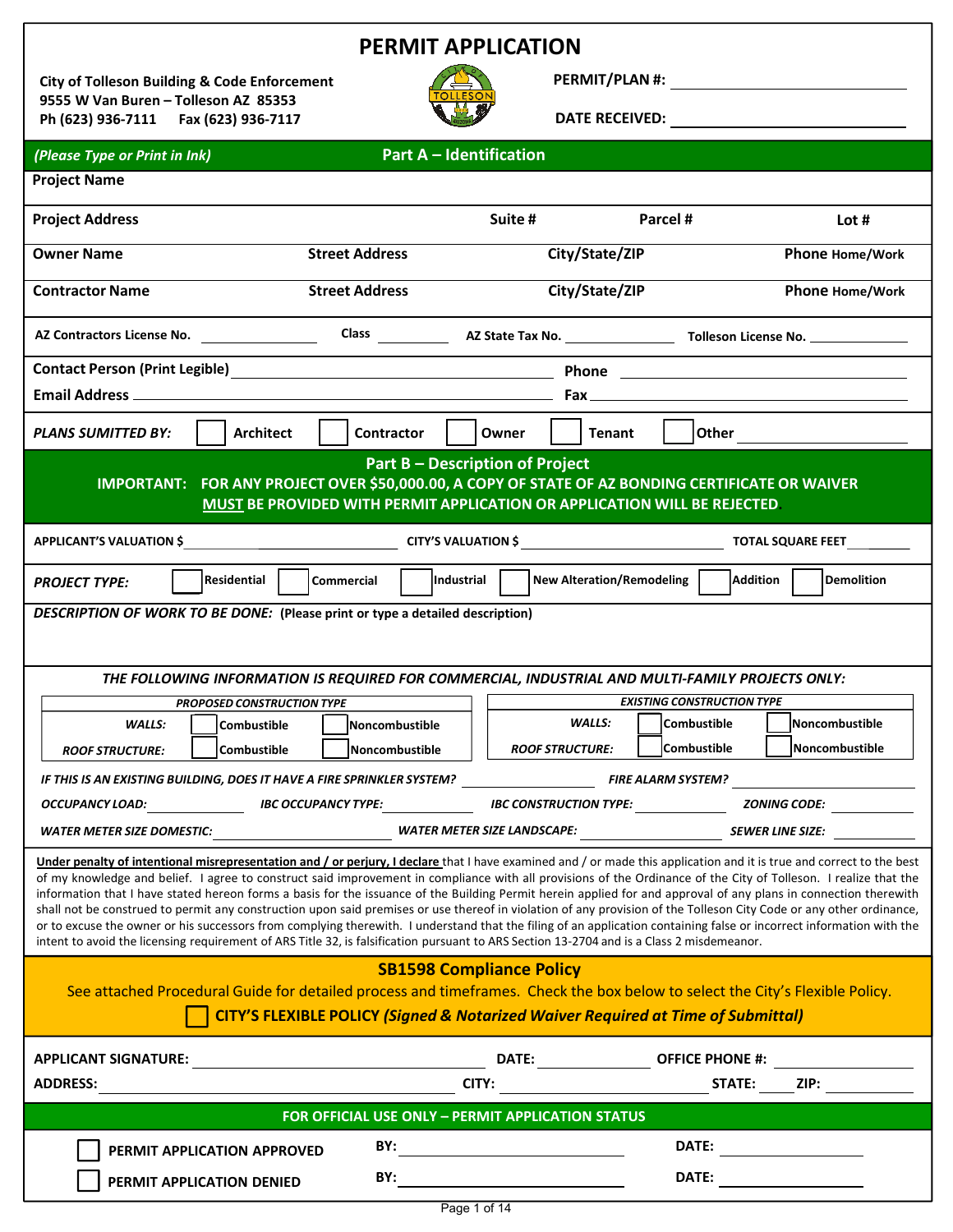# PERMIT APPLICATION

**City of Tolleson Building & Code Enforcement**
**9555 W Van Buren – Tolleson AZ 85353**
**Ph (623) 936-7111 Fax (623) 936-7117**

**PERMIT/PLAN #:** ____________________

**DATE RECEIVED:** ____________________

*(Please Type or Print in Ink)*

## Part A – Identification

| **Project Name** | | | |
|---|---|---|---|
| **Project Address** | **Suite #** | **Parcel #** | **Lot #** |
| **Owner Name** | **Street Address** | **City/State/ZIP** | **Phone** Home/Work |
| **Contractor Name** | **Street Address** | **City/State/ZIP** | **Phone** Home/Work |

**AZ Contractors License No.** __________ **Class** ______ **AZ State Tax No.** __________ **Tolleson License No.** __________

**Contact Person (Print Legible)** ____________________ **Phone** ____________________

**Email Address** ____________________ **Fax** ____________________

***PLANS SUMITTED BY:*** ☐ Architect ☐ Contractor ☐ Owner ☐ Tenant ☐ Other __________

## Part B – Description of Project

**IMPORTANT: FOR ANY PROJECT OVER $50,000.00, A COPY OF STATE OF AZ BONDING CERTIFICATE OR WAIVER MUST BE PROVIDED WITH PERMIT APPLICATION OR APPLICATION WILL BE REJECTED**

**APPLICANT'S VALUATION $** ____________________ **CITY'S VALUATION $** ____________________ **TOTAL SQUARE FEET** __________

***PROJECT TYPE:*** ☐ Residential ☐ Commercial ☐ Industrial ☐ New Alteration/Remodeling ☐ Addition ☐ Demolition

***DESCRIPTION OF WORK TO BE DONE:*** **(Please print or type a detailed description)**

***THE FOLLOWING INFORMATION IS REQUIRED FOR COMMERCIAL, INDUSTRIAL AND MULTI-FAMILY PROJECTS ONLY:***

| ***PROPOSED CONSTRUCTION TYPE*** | | | ***EXISTING CONSTRUCTION TYPE*** | | |
|---|---|---|---|---|---|
| ***WALLS:*** | ☐ Combustible | ☐ Noncombustible | ***WALLS:*** | ☐ Combustible | ☐ Noncombustible |
| ***ROOF STRUCTURE:*** | ☐ Combustible | ☐ Noncombustible | ***ROOF STRUCTURE:*** | ☐ Combustible | ☐ Noncombustible |

***IF THIS IS AN EXISTING BUILDING, DOES IT HAVE A FIRE SPRINKLER SYSTEM?*** __________ ***FIRE ALARM SYSTEM?*** __________

***OCCUPANCY LOAD:*** __________ ***IBC OCCUPANCY TYPE:*** __________ ***IBC CONSTRUCTION TYPE:*** __________ ***ZONING CODE:*** __________

***WATER METER SIZE DOMESTIC:*** __________ ***WATER METER SIZE LANDSCAPE:*** __________ ***SEWER LINE SIZE:*** __________

**Under penalty of intentional misrepresentation and / or perjury, I declare** that I have examined and / or made this application and it is true and correct to the best of my knowledge and belief. I agree to construct said improvement in compliance with all provisions of the Ordinance of the City of Tolleson. I realize that the information that I have stated hereon forms a basis for the issuance of the Building Permit herein applied for and approval of any plans in connection therewith shall not be construed to permit any construction upon said premises or use thereof in violation of any provision of the Tolleson City Code or any other ordinance, or to excuse the owner or his successors from complying therewith. I understand that the filing of an application containing false or incorrect information with the intent to avoid the licensing requirement of ARS Title 32, is falsification pursuant to ARS Section 13-2704 and is a Class 2 misdemeanor.

## SB1598 Compliance Policy

See attached Procedural Guide for detailed process and timeframes. Check the box below to select the City's Flexible Policy.

☐ **CITY'S FLEXIBLE POLICY *(Signed & Notarized Waiver Required at Time of Submittal)***

**APPLICANT SIGNATURE:** ____________________ **DATE:** __________ **OFFICE PHONE #:** __________

**ADDRESS:** ____________________ **CITY:** __________ **STATE:** ______ **ZIP:** __________

## FOR OFFICIAL USE ONLY – PERMIT APPLICATION STATUS

☐ **PERMIT APPLICATION APPROVED** **BY:** ____________________ **DATE:** __________

☐ **PERMIT APPLICATION DENIED** **BY:** ____________________ **DATE:** __________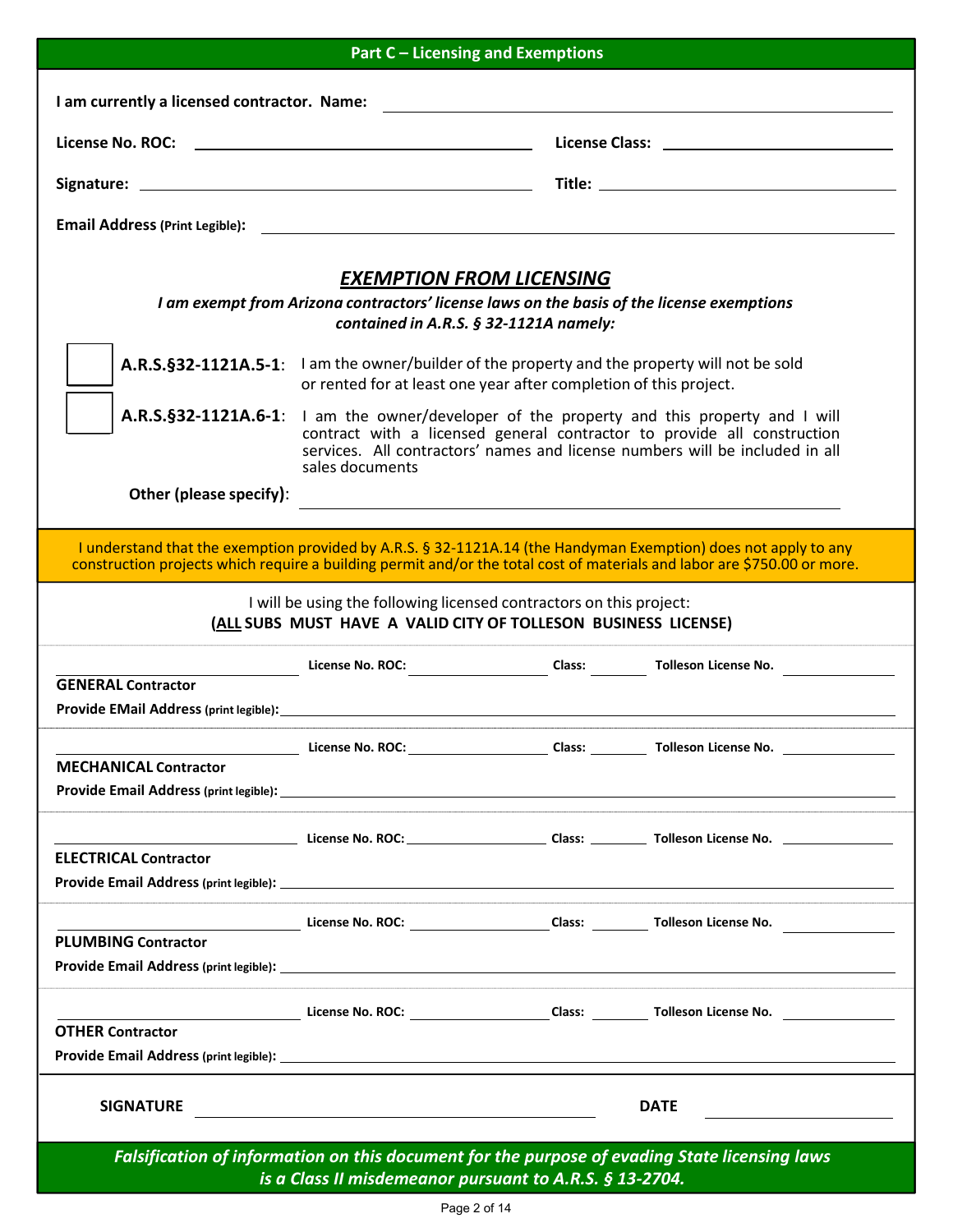## Part C – Licensing and Exemptions

**I am currently a licensed contractor. Name:** ______________________________

**License No. ROC:** ______________________ **License Class:** ______________________

**Signature:** ______________________ **Title:** ______________________

**Email Address (Print Legible):** ______________________________

### *EXEMPTION FROM LICENSING*

***I am exempt from Arizona contractors' license laws on the basis of the license exemptions contained in A.R.S. § 32-1121A namely:***

☐ **A.R.S.§32-1121A.5-1**: I am the owner/builder of the property and the property will not be sold or rented for at least one year after completion of this project.

☐ **A.R.S.§32-1121A.6-1**: I am the owner/developer of the property and this property and I will contract with a licensed general contractor to provide all construction services. All contractors' names and license numbers will be included in all sales documents

**Other (please specify)**: ______________________________

I understand that the exemption provided by A.R.S. § 32-1121A.14 (the Handyman Exemption) does not apply to any construction projects which require a building permit and/or the total cost of materials and labor are $750.00 or more.

I will be using the following licensed contractors on this project:
**(ALL SUBS MUST HAVE A VALID CITY OF TOLLESON BUSINESS LICENSE)**

______________________ **License No. ROC:** ____________ **Class:** ______ **Tolleson License No.** ____________
**GENERAL Contractor**
**Provide EMail Address (print legible):** ______________________________

______________________ **License No. ROC:** ____________ **Class:** ______ **Tolleson License No.** ____________
**MECHANICAL Contractor**
**Provide Email Address (print legible):** ______________________________

______________________ **License No. ROC:** ____________ **Class:** ______ **Tolleson License No.** ____________
**ELECTRICAL Contractor**
**Provide Email Address (print legible):** ______________________________

______________________ **License No. ROC:** ____________ **Class:** ______ **Tolleson License No.** ____________
**PLUMBING Contractor**
**Provide Email Address (print legible):** ______________________________

______________________ **License No. ROC:** ____________ **Class:** ______ **Tolleson License No.** ____________
**OTHER Contractor**
**Provide Email Address (print legible):** ______________________________

**SIGNATURE** ______________________________ **DATE** ______________

***Falsification of information on this document for the purpose of evading State licensing laws is a Class II misdemeanor pursuant to A.R.S. § 13-2704.***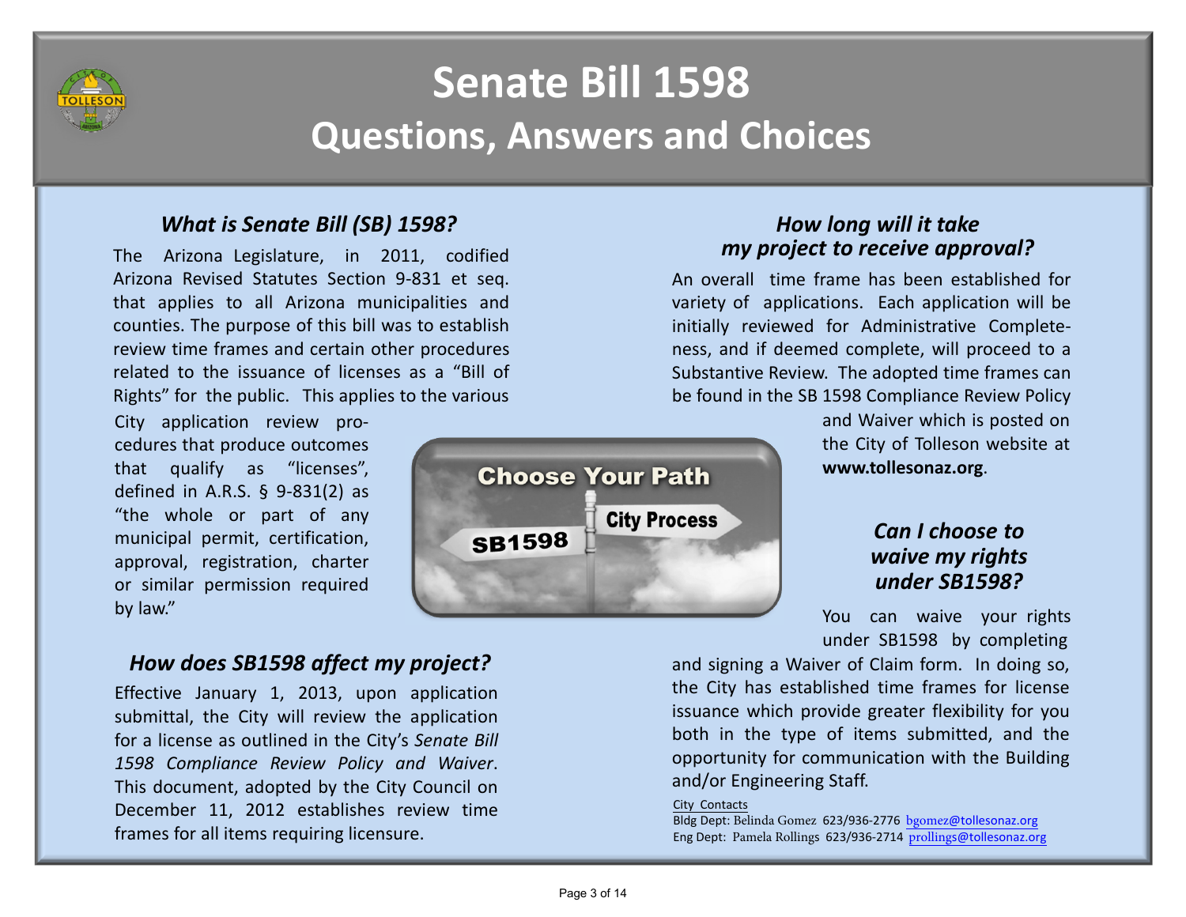# Senate Bill 1598

## Questions, Answers and Choices

### *What is Senate Bill (SB) 1598?*

The Arizona Legislature, in 2011, codified Arizona Revised Statutes Section 9-831 et seq. that applies to all Arizona municipalities and counties. The purpose of this bill was to establish review time frames and certain other procedures related to the issuance of licenses as a "Bill of Rights" for the public. This applies to the various City application review procedures that produce outcomes that qualify as "licenses", defined in A.R.S. § 9-831(2) as "the whole or part of any municipal permit, certification, approval, registration, charter or similar permission required by law."

### *How does SB1598 affect my project?*

Effective January 1, 2013, upon application submittal, the City will review the application for a license as outlined in the City's *Senate Bill 1598 Compliance Review Policy and Waiver*. This document, adopted by the City Council on December 11, 2012 establishes review time frames for all items requiring licensure.

### *How long will it take my project to receive approval?*

An overall time frame has been established for variety of applications. Each application will be initially reviewed for Administrative Completeness, and if deemed complete, will proceed to a Substantive Review. The adopted time frames can be found in the SB 1598 Compliance Review Policy and Waiver which is posted on the City of Tolleson website at **www.tollesonaz.org**.

### *Can I choose to waive my rights under SB1598?*

You can waive your rights under SB1598 by completing and signing a Waiver of Claim form. In doing so, the City has established time frames for license issuance which provide greater flexibility for you both in the type of items submitted, and the opportunity for communication with the Building and/or Engineering Staff.

City Contacts
Bldg Dept: Belinda Gomez 623/936-2776 bgomez@tollesonaz.org
Eng Dept: Pamela Rollings 623/936-2714 prollings@tollesonaz.org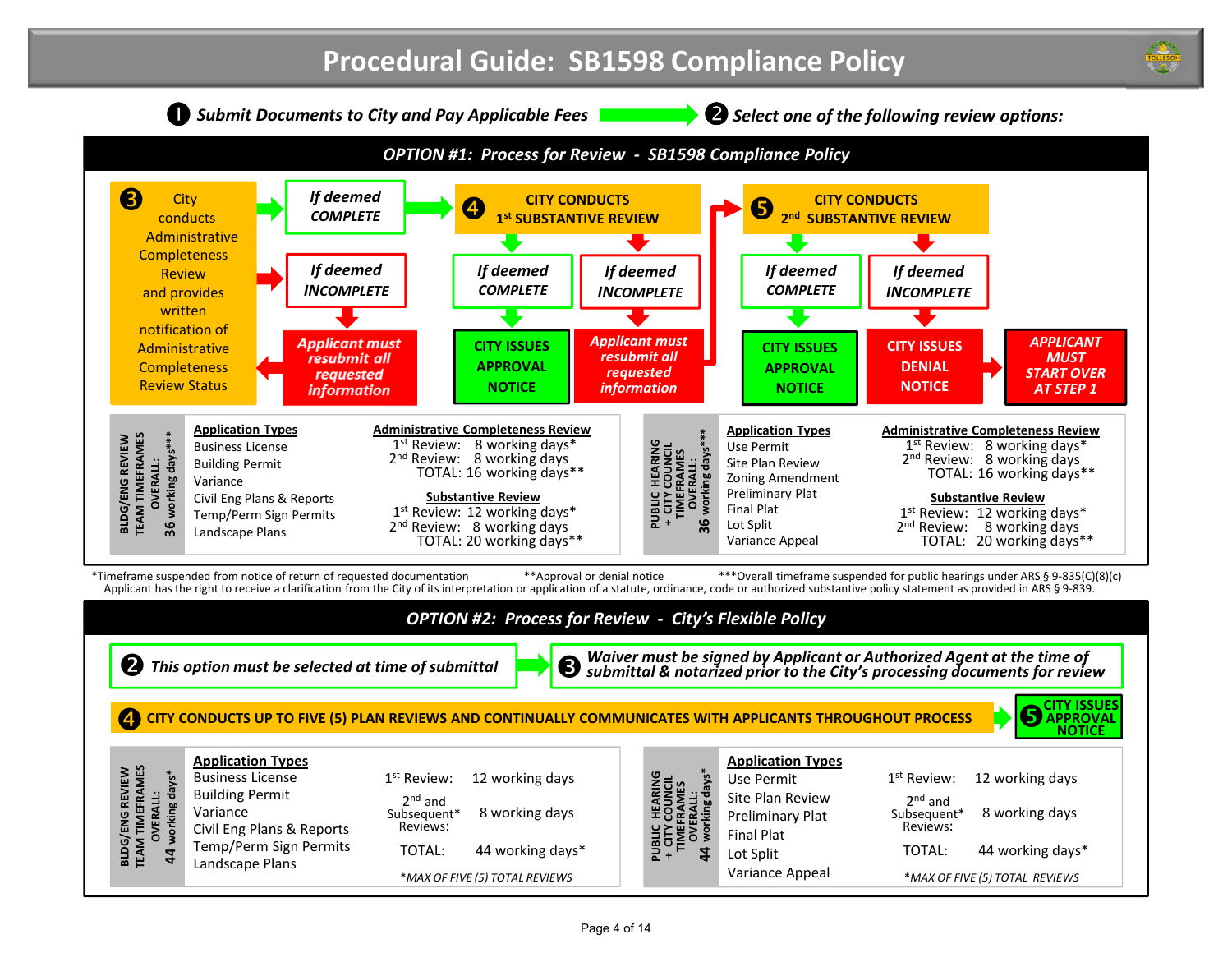# Procedural Guide: SB1598 Compliance Policy

**❶ *Submit Documents to City and Pay Applicable Fees*** → **❷ *Select one of the following review options:***

## OPTION #1: Process for Review - SB1598 Compliance Policy

**❸** City conducts Administrative Completeness Review and provides written notification of Administrative Completeness Review Status

- *If deemed COMPLETE* → proceed to Step 4
- *If deemed INCOMPLETE* → ***Applicant must resubmit all requested information*** → return to Step 3

**❹ CITY CONDUCTS 1st SUBSTANTIVE REVIEW**

- *If deemed COMPLETE* → **CITY ISSUES APPROVAL NOTICE**
- *If deemed INCOMPLETE* → ***Applicant must resubmit all requested information*** → proceed to Step 5

**❺ CITY CONDUCTS 2nd SUBSTANTIVE REVIEW**

- *If deemed COMPLETE* → **CITY ISSUES APPROVAL NOTICE**
- *If deemed INCOMPLETE* → **CITY ISSUES DENIAL NOTICE** → ***APPLICANT MUST START OVER AT STEP 1***

**BLDG/ENG REVIEW TEAM TIMEFRAMES OVERALL: 36 working days*****

| Application Types | Administrative Completeness Review | Substantive Review |
|---|---|---|
| Business License | 1st Review: 8 working days* | 1st Review: 12 working days* |
| Building Permit | 2nd Review: 8 working days | 2nd Review: 8 working days |
| Variance | TOTAL: 16 working days** | TOTAL: 20 working days** |
| Civil Eng Plans & Reports | | |
| Temp/Perm Sign Permits | | |
| Landscape Plans | | |

**PUBLIC HEARING + CITY COUNCIL TIMEFRAMES OVERALL: 36 working days*****

| Application Types | Administrative Completeness Review | Substantive Review |
|---|---|---|
| Use Permit | 1st Review: 8 working days* | 1st Review: 12 working days* |
| Site Plan Review | 2nd Review: 8 working days | 2nd Review: 8 working days |
| Zoning Amendment | TOTAL: 16 working days** | TOTAL: 20 working days** |
| Preliminary Plat | | |
| Final Plat | | |
| Lot Split | | |
| Variance Appeal | | |

*Timeframe suspended from notice of return of requested documentation  **Approval or denial notice  ***Overall timeframe suspended for public hearings under ARS § 9-835(C)(8)(c)

Applicant has the right to receive a clarification from the City of its interpretation or application of a statute, ordinance, code or authorized substantive policy statement as provided in ARS § 9-839.

## OPTION #2: Process for Review - City's Flexible Policy

**❷ *This option must be selected at time of submittal*** → **❸ *Waiver must be signed by Applicant or Authorized Agent at the time of submittal & notarized prior to the City's processing documents for review***

**❹ CITY CONDUCTS UP TO FIVE (5) PLAN REVIEWS AND CONTINUALLY COMMUNICATES WITH APPLICANTS THROUGHOUT PROCESS** → **❺ CITY ISSUES APPROVAL NOTICE**

**BLDG/ENG REVIEW TEAM TIMEFRAMES OVERALL: 44 working days***

| Application Types | Review | Timeframe |
|---|---|---|
| Business License | 1st Review: | 12 working days |
| Building Permit | 2nd and Subsequent* Reviews: | 8 working days |
| Variance | TOTAL: | 44 working days* |
| Civil Eng Plans & Reports | | |
| Temp/Perm Sign Permits | | |
| Landscape Plans | | |

*MAX OF FIVE (5) TOTAL REVIEWS

**PUBLIC HEARING + CITY COUNCIL TIMEFRAMES OVERALL: 44 working days***

| Application Types | Review | Timeframe |
|---|---|---|
| Use Permit | 1st Review: | 12 working days |
| Site Plan Review | 2nd and Subsequent* Reviews: | 8 working days |
| Preliminary Plat | TOTAL: | 44 working days* |
| Final Plat | | |
| Lot Split | | |
| Variance Appeal | | |

*MAX OF FIVE (5) TOTAL REVIEWS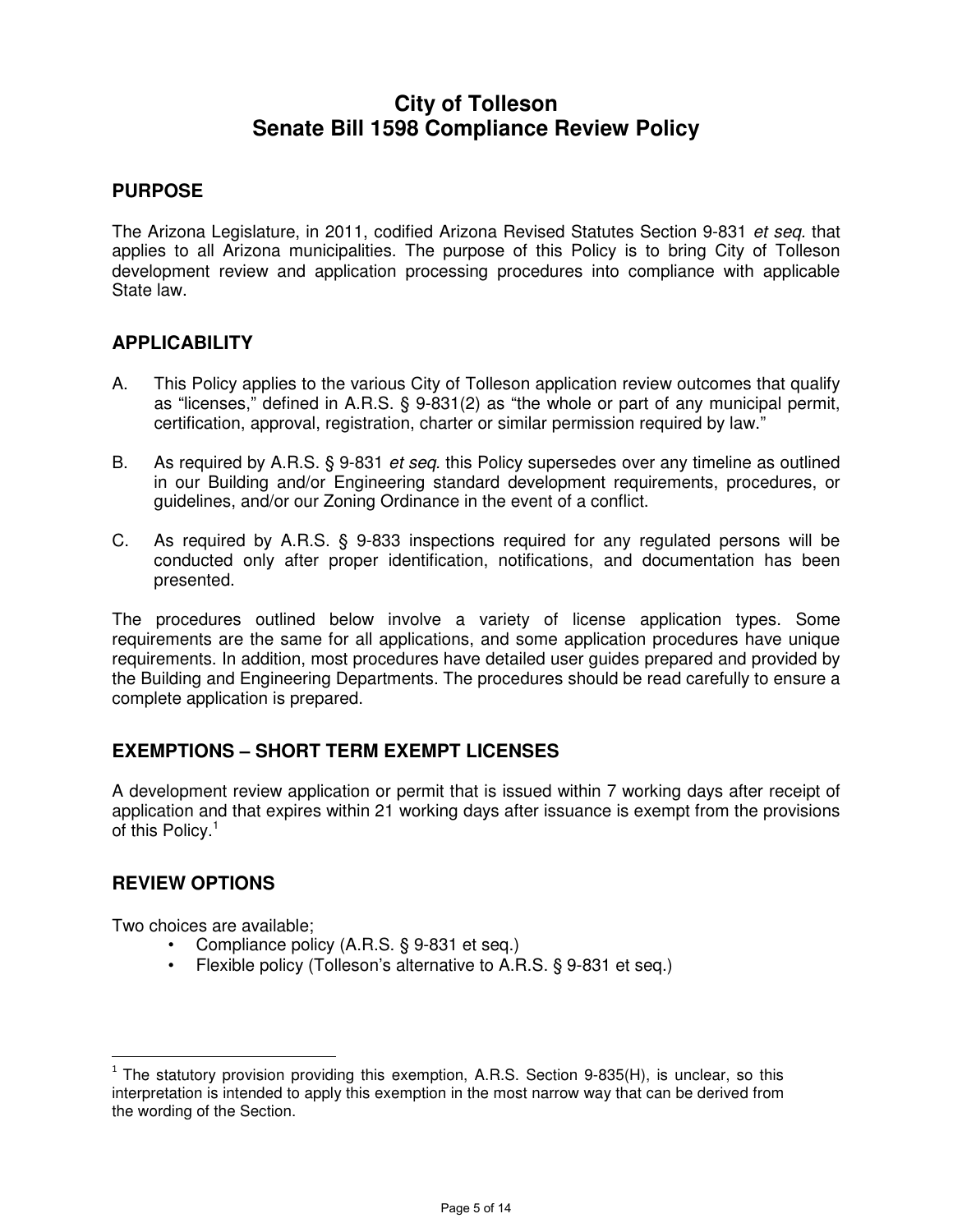# City of Tolleson
# Senate Bill 1598 Compliance Review Policy

## PURPOSE

The Arizona Legislature, in 2011, codified Arizona Revised Statutes Section 9-831 *et seq.* that applies to all Arizona municipalities. The purpose of this Policy is to bring City of Tolleson development review and application processing procedures into compliance with applicable State law.

## APPLICABILITY

A. This Policy applies to the various City of Tolleson application review outcomes that qualify as "licenses," defined in A.R.S. § 9-831(2) as "the whole or part of any municipal permit, certification, approval, registration, charter or similar permission required by law."

B. As required by A.R.S. § 9-831 *et seq.* this Policy supersedes over any timeline as outlined in our Building and/or Engineering standard development requirements, procedures, or guidelines, and/or our Zoning Ordinance in the event of a conflict.

C. As required by A.R.S. § 9-833 inspections required for any regulated persons will be conducted only after proper identification, notifications, and documentation has been presented.

The procedures outlined below involve a variety of license application types. Some requirements are the same for all applications, and some application procedures have unique requirements. In addition, most procedures have detailed user guides prepared and provided by the Building and Engineering Departments. The procedures should be read carefully to ensure a complete application is prepared.

## EXEMPTIONS – SHORT TERM EXEMPT LICENSES

A development review application or permit that is issued within 7 working days after receipt of application and that expires within 21 working days after issuance is exempt from the provisions of this Policy.[1]

## REVIEW OPTIONS

Two choices are available;

- Compliance policy (A.R.S. § 9-831 et seq.)
- Flexible policy (Tolleson's alternative to A.R.S. § 9-831 et seq.)

---

[1] The statutory provision providing this exemption, A.R.S. Section 9-835(H), is unclear, so this interpretation is intended to apply this exemption in the most narrow way that can be derived from the wording of the Section.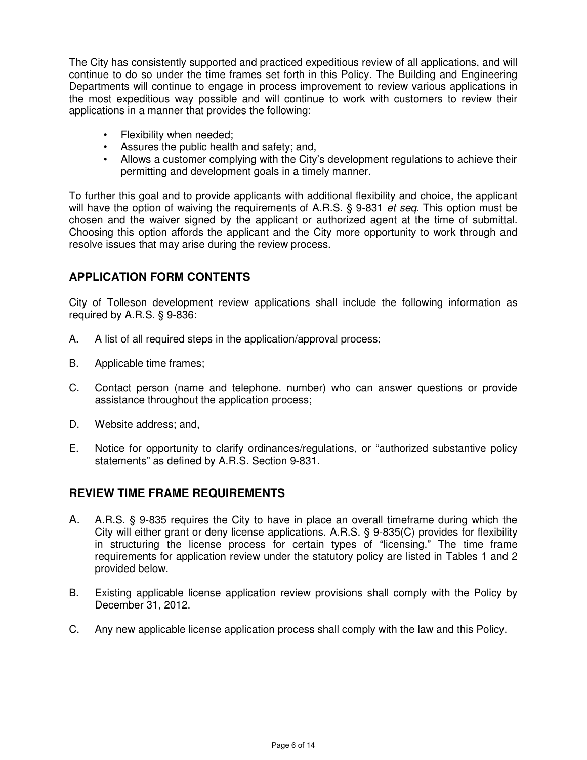The City has consistently supported and practiced expeditious review of all applications, and will continue to do so under the time frames set forth in this Policy. The Building and Engineering Departments will continue to engage in process improvement to review various applications in the most expeditious way possible and will continue to work with customers to review their applications in a manner that provides the following:

- Flexibility when needed;
- Assures the public health and safety; and,
- Allows a customer complying with the City's development regulations to achieve their permitting and development goals in a timely manner.

To further this goal and to provide applicants with additional flexibility and choice, the applicant will have the option of waiving the requirements of A.R.S. § 9-831 *et seq.* This option must be chosen and the waiver signed by the applicant or authorized agent at the time of submittal. Choosing this option affords the applicant and the City more opportunity to work through and resolve issues that may arise during the review process.

## APPLICATION FORM CONTENTS

City of Tolleson development review applications shall include the following information as required by A.R.S. § 9-836:

A. A list of all required steps in the application/approval process;

B. Applicable time frames;

C. Contact person (name and telephone. number) who can answer questions or provide assistance throughout the application process;

D. Website address; and,

E. Notice for opportunity to clarify ordinances/regulations, or "authorized substantive policy statements" as defined by A.R.S. Section 9-831.

## REVIEW TIME FRAME REQUIREMENTS

A. A.R.S. § 9-835 requires the City to have in place an overall timeframe during which the City will either grant or deny license applications. A.R.S. § 9-835(C) provides for flexibility in structuring the license process for certain types of "licensing." The time frame requirements for application review under the statutory policy are listed in Tables 1 and 2 provided below.

B. Existing applicable license application review provisions shall comply with the Policy by December 31, 2012.

C. Any new applicable license application process shall comply with the law and this Policy.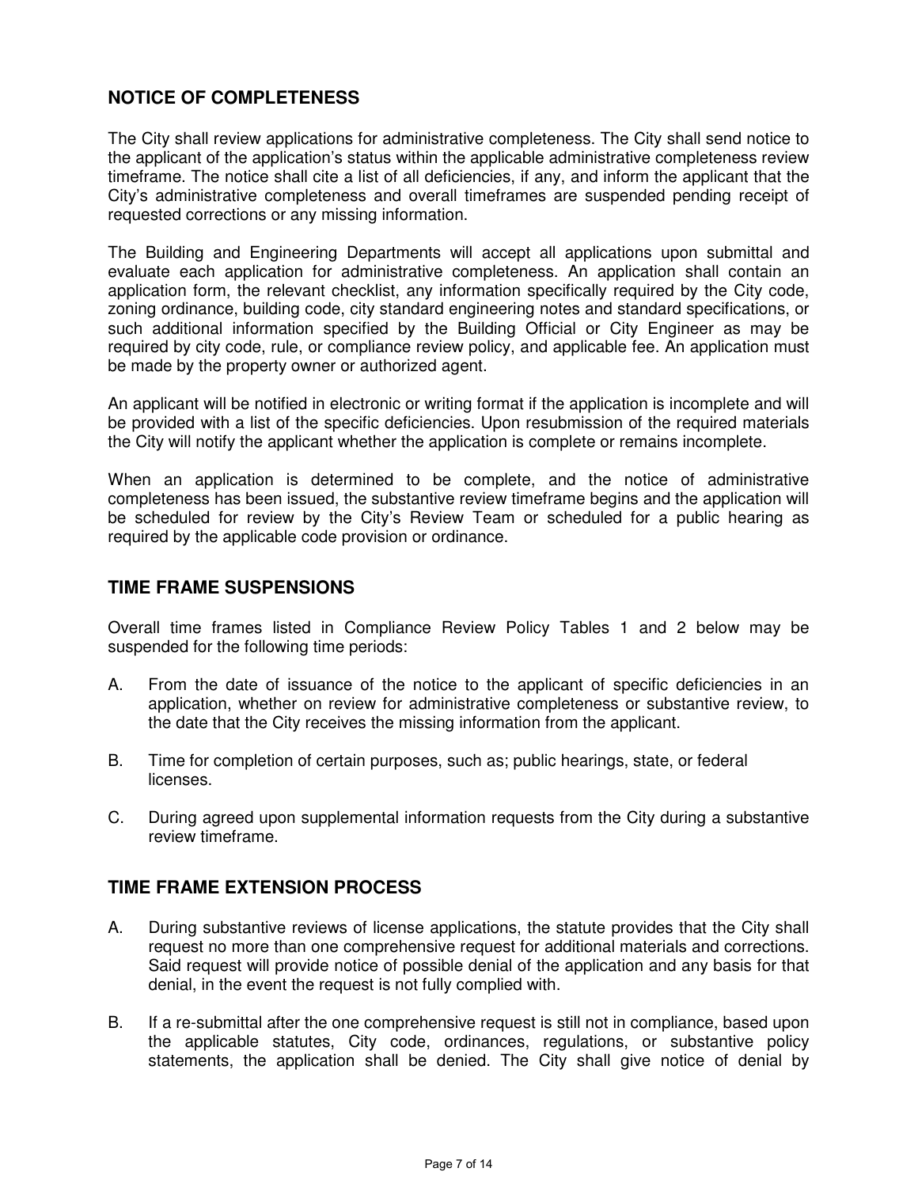## NOTICE OF COMPLETENESS

The City shall review applications for administrative completeness. The City shall send notice to the applicant of the application's status within the applicable administrative completeness review timeframe. The notice shall cite a list of all deficiencies, if any, and inform the applicant that the City's administrative completeness and overall timeframes are suspended pending receipt of requested corrections or any missing information.

The Building and Engineering Departments will accept all applications upon submittal and evaluate each application for administrative completeness. An application shall contain an application form, the relevant checklist, any information specifically required by the City code, zoning ordinance, building code, city standard engineering notes and standard specifications, or such additional information specified by the Building Official or City Engineer as may be required by city code, rule, or compliance review policy, and applicable fee. An application must be made by the property owner or authorized agent.

An applicant will be notified in electronic or writing format if the application is incomplete and will be provided with a list of the specific deficiencies. Upon resubmission of the required materials the City will notify the applicant whether the application is complete or remains incomplete.

When an application is determined to be complete, and the notice of administrative completeness has been issued, the substantive review timeframe begins and the application will be scheduled for review by the City's Review Team or scheduled for a public hearing as required by the applicable code provision or ordinance.

## TIME FRAME SUSPENSIONS

Overall time frames listed in Compliance Review Policy Tables 1 and 2 below may be suspended for the following time periods:

A. From the date of issuance of the notice to the applicant of specific deficiencies in an application, whether on review for administrative completeness or substantive review, to the date that the City receives the missing information from the applicant.

B. Time for completion of certain purposes, such as; public hearings, state, or federal licenses.

C. During agreed upon supplemental information requests from the City during a substantive review timeframe.

## TIME FRAME EXTENSION PROCESS

A. During substantive reviews of license applications, the statute provides that the City shall request no more than one comprehensive request for additional materials and corrections. Said request will provide notice of possible denial of the application and any basis for that denial, in the event the request is not fully complied with.

B. If a re-submittal after the one comprehensive request is still not in compliance, based upon the applicable statutes, City code, ordinances, regulations, or substantive policy statements, the application shall be denied. The City shall give notice of denial by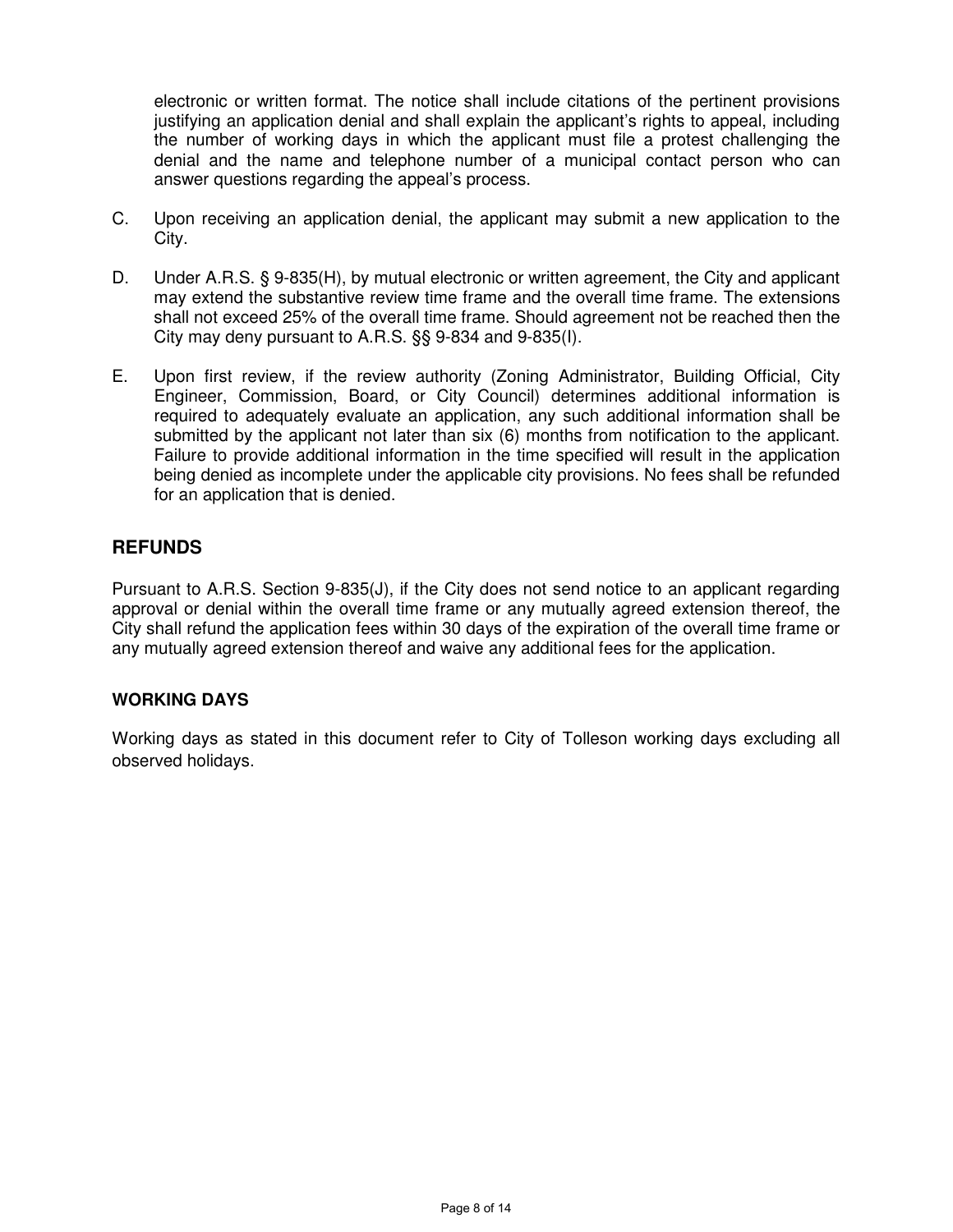electronic or written format. The notice shall include citations of the pertinent provisions justifying an application denial and shall explain the applicant's rights to appeal, including the number of working days in which the applicant must file a protest challenging the denial and the name and telephone number of a municipal contact person who can answer questions regarding the appeal's process.

C. Upon receiving an application denial, the applicant may submit a new application to the City.

D. Under A.R.S. § 9-835(H), by mutual electronic or written agreement, the City and applicant may extend the substantive review time frame and the overall time frame. The extensions shall not exceed 25% of the overall time frame. Should agreement not be reached then the City may deny pursuant to A.R.S. §§ 9-834 and 9-835(I).

E. Upon first review, if the review authority (Zoning Administrator, Building Official, City Engineer, Commission, Board, or City Council) determines additional information is required to adequately evaluate an application, any such additional information shall be submitted by the applicant not later than six (6) months from notification to the applicant. Failure to provide additional information in the time specified will result in the application being denied as incomplete under the applicable city provisions. No fees shall be refunded for an application that is denied.

## REFUNDS

Pursuant to A.R.S. Section 9-835(J), if the City does not send notice to an applicant regarding approval or denial within the overall time frame or any mutually agreed extension thereof, the City shall refund the application fees within 30 days of the expiration of the overall time frame or any mutually agreed extension thereof and waive any additional fees for the application.

### WORKING DAYS

Working days as stated in this document refer to City of Tolleson working days excluding all observed holidays.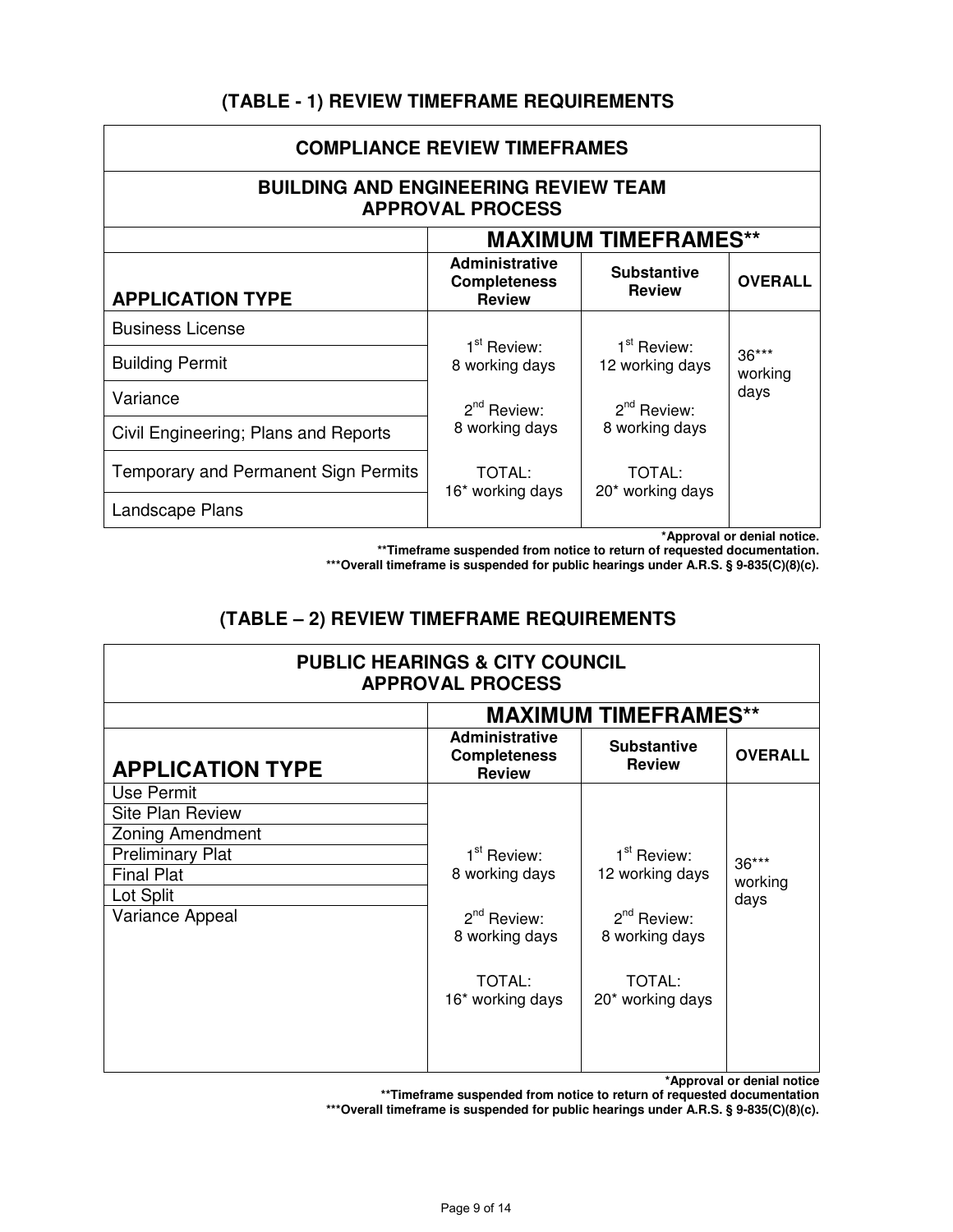## (TABLE - 1) REVIEW TIMEFRAME REQUIREMENTS

| COMPLIANCE REVIEW TIMEFRAMES | | | |
|---|---|---|---|
| **BUILDING AND ENGINEERING REVIEW TEAM APPROVAL PROCESS** | | | |
| | **MAXIMUM TIMEFRAMES**** | | |
| **APPLICATION TYPE** | **Administrative Completeness Review** | **Substantive Review** | **OVERALL** |
| Business License | 1st Review: 8 working days<br><br>2nd Review: 8 working days<br><br>TOTAL: 16* working days | 1st Review: 12 working days<br><br>2nd Review: 8 working days<br><br>TOTAL: 20* working days | 36*** working days |
| Building Permit | | | |
| Variance | | | |
| Civil Engineering; Plans and Reports | | | |
| Temporary and Permanent Sign Permits | | | |
| Landscape Plans | | | |

**\*Approval or denial notice.**
**\*\*Timeframe suspended from notice to return of requested documentation.**
**\*\*\*Overall timeframe is suspended for public hearings under A.R.S. § 9-835(C)(8)(c).**

## (TABLE – 2) REVIEW TIMEFRAME REQUIREMENTS

| PUBLIC HEARINGS & CITY COUNCIL APPROVAL PROCESS | | | |
|---|---|---|---|
| | **MAXIMUM TIMEFRAMES**** | | |
| **APPLICATION TYPE** | **Administrative Completeness Review** | **Substantive Review** | **OVERALL** |
| Use Permit | 1st Review: 8 working days<br><br>2nd Review: 8 working days<br><br>TOTAL: 16* working days | 1st Review: 12 working days<br><br>2nd Review: 8 working days<br><br>TOTAL: 20* working days | 36*** working days |
| Site Plan Review | | | |
| Zoning Amendment | | | |
| Preliminary Plat | | | |
| Final Plat | | | |
| Lot Split | | | |
| Variance Appeal | | | |

**\*Approval or denial notice**
**\*\*Timeframe suspended from notice to return of requested documentation**
**\*\*\*Overall timeframe is suspended for public hearings under A.R.S. § 9-835(C)(8)(c).**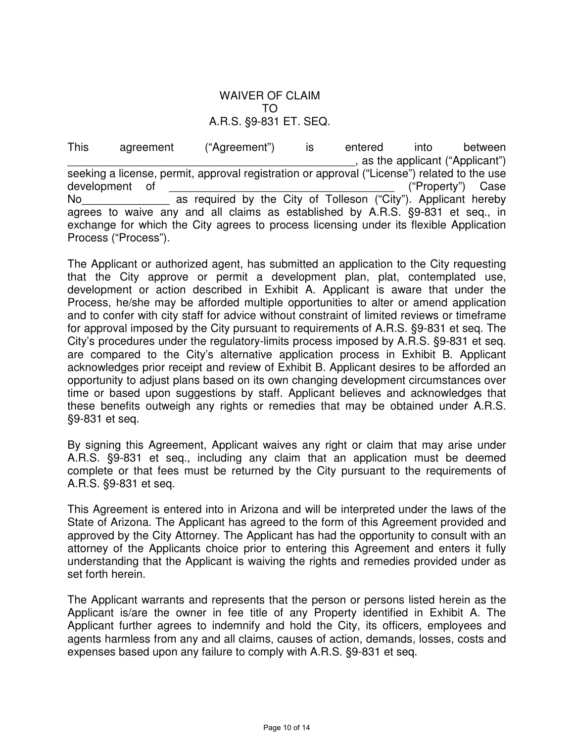# WAIVER OF CLAIM
# TO
# A.R.S. §9-831 ET. SEQ.

This agreement ("Agreement") is entered into between ________________________________________________, as the applicant ("Applicant") seeking a license, permit, approval registration or approval ("License") related to the use development of ____________________________________ ("Property") Case No______________ as required by the City of Tolleson ("City"). Applicant hereby agrees to waive any and all claims as established by A.R.S. §9-831 et seq., in exchange for which the City agrees to process licensing under its flexible Application Process ("Process").

The Applicant or authorized agent, has submitted an application to the City requesting that the City approve or permit a development plan, plat, contemplated use, development or action described in Exhibit A. Applicant is aware that under the Process, he/she may be afforded multiple opportunities to alter or amend application and to confer with city staff for advice without constraint of limited reviews or timeframe for approval imposed by the City pursuant to requirements of A.R.S. §9-831 et seq. The City's procedures under the regulatory-limits process imposed by A.R.S. §9-831 et seq. are compared to the City's alternative application process in Exhibit B. Applicant acknowledges prior receipt and review of Exhibit B. Applicant desires to be afforded an opportunity to adjust plans based on its own changing development circumstances over time or based upon suggestions by staff. Applicant believes and acknowledges that these benefits outweigh any rights or remedies that may be obtained under A.R.S. §9-831 et seq.

By signing this Agreement, Applicant waives any right or claim that may arise under A.R.S. §9-831 et seq., including any claim that an application must be deemed complete or that fees must be returned by the City pursuant to the requirements of A.R.S. §9-831 et seq.

This Agreement is entered into in Arizona and will be interpreted under the laws of the State of Arizona. The Applicant has agreed to the form of this Agreement provided and approved by the City Attorney. The Applicant has had the opportunity to consult with an attorney of the Applicants choice prior to entering this Agreement and enters it fully understanding that the Applicant is waiving the rights and remedies provided under as set forth herein.

The Applicant warrants and represents that the person or persons listed herein as the Applicant is/are the owner in fee title of any Property identified in Exhibit A. The Applicant further agrees to indemnify and hold the City, its officers, employees and agents harmless from any and all claims, causes of action, demands, losses, costs and expenses based upon any failure to comply with A.R.S. §9-831 et seq.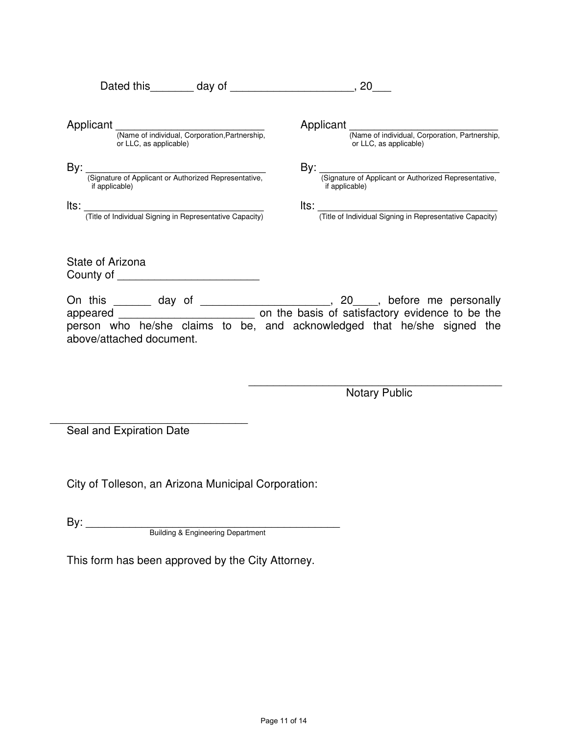Dated this_______ day of ____________________, 20___

Applicant ___________________________
(Name of individual, Corporation,Partnership, or LLC, as applicable)

By: _________________________________
(Signature of Applicant or Authorized Representative, if applicable)

Its: _________________________________
(Title of Individual Signing in Representative Capacity)

Applicant ___________________________
(Name of individual, Corporation, Partnership, or LLC, as applicable)

By: _________________________________
(Signature of Applicant or Authorized Representative, if applicable)

Its: _________________________________
(Title of Individual Signing in Representative Capacity)

State of Arizona
County of _______________________

On this ______ day of _____________________, 20____, before me personally appeared ______________________ on the basis of satisfactory evidence to be the person who he/she claims to be, and acknowledged that he/she signed the above/attached document.

_________________________________________
Notary Public

________________________________
Seal and Expiration Date

City of Tolleson, an Arizona Municipal Corporation:

By: _____________________________________________
Building & Engineering Department

This form has been approved by the City Attorney.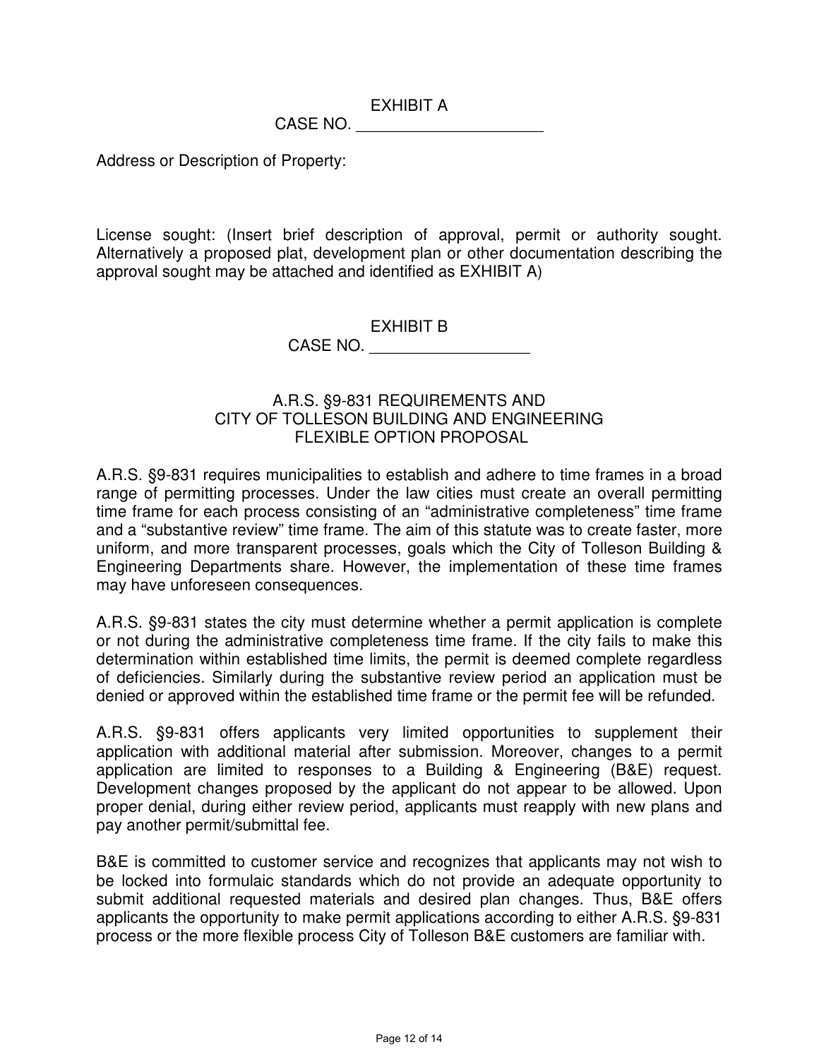# EXHIBIT A

CASE NO. _____________________

Address or Description of Property:

License sought: (Insert brief description of approval, permit or authority sought. Alternatively a proposed plat, development plan or other documentation describing the approval sought may be attached and identified as EXHIBIT A)

# EXHIBIT B

CASE NO. __________________

## A.R.S. §9-831 REQUIREMENTS AND CITY OF TOLLESON BUILDING AND ENGINEERING FLEXIBLE OPTION PROPOSAL

A.R.S. §9-831 requires municipalities to establish and adhere to time frames in a broad range of permitting processes. Under the law cities must create an overall permitting time frame for each process consisting of an "administrative completeness" time frame and a "substantive review" time frame. The aim of this statute was to create faster, more uniform, and more transparent processes, goals which the City of Tolleson Building & Engineering Departments share. However, the implementation of these time frames may have unforeseen consequences.

A.R.S. §9-831 states the city must determine whether a permit application is complete or not during the administrative completeness time frame. If the city fails to make this determination within established time limits, the permit is deemed complete regardless of deficiencies. Similarly during the substantive review period an application must be denied or approved within the established time frame or the permit fee will be refunded.

A.R.S. §9-831 offers applicants very limited opportunities to supplement their application with additional material after submission. Moreover, changes to a permit application are limited to responses to a Building & Engineering (B&E) request. Development changes proposed by the applicant do not appear to be allowed. Upon proper denial, during either review period, applicants must reapply with new plans and pay another permit/submittal fee.

B&E is committed to customer service and recognizes that applicants may not wish to be locked into formulaic standards which do not provide an adequate opportunity to submit additional requested materials and desired plan changes. Thus, B&E offers applicants the opportunity to make permit applications according to either A.R.S. §9-831 process or the more flexible process City of Tolleson B&E customers are familiar with.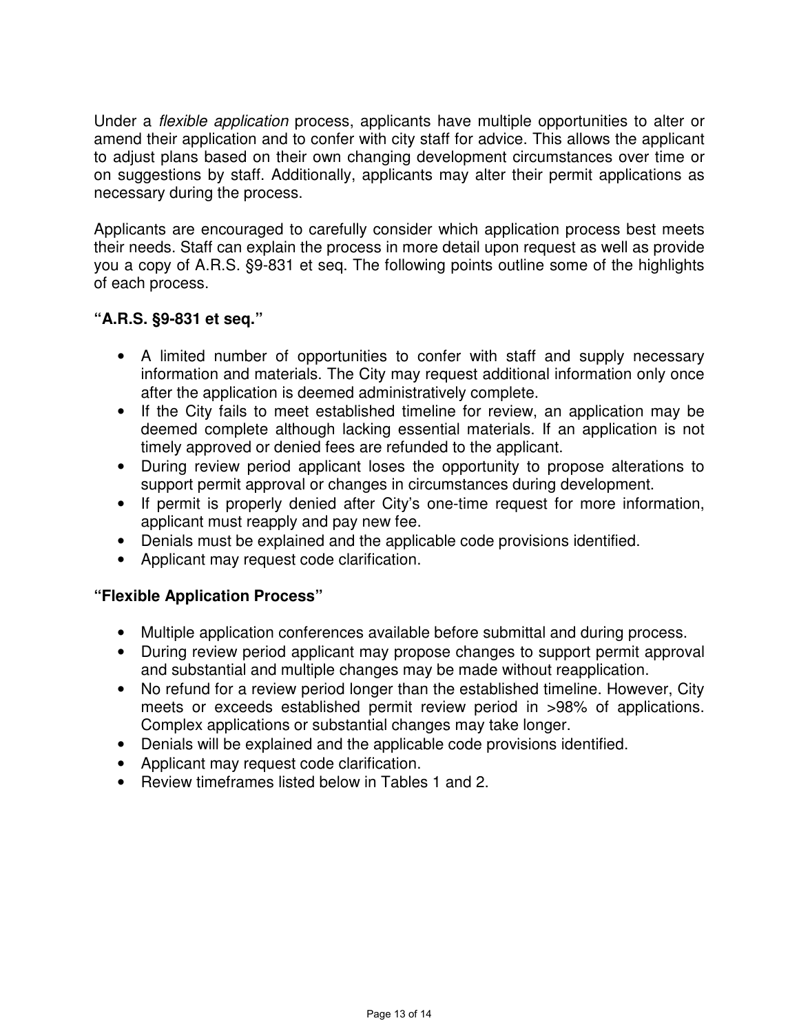Under a *flexible application* process, applicants have multiple opportunities to alter or amend their application and to confer with city staff for advice. This allows the applicant to adjust plans based on their own changing development circumstances over time or on suggestions by staff. Additionally, applicants may alter their permit applications as necessary during the process.

Applicants are encouraged to carefully consider which application process best meets their needs. Staff can explain the process in more detail upon request as well as provide you a copy of A.R.S. §9-831 et seq. The following points outline some of the highlights of each process.

**"A.R.S. §9-831 et seq."**

- A limited number of opportunities to confer with staff and supply necessary information and materials. The City may request additional information only once after the application is deemed administratively complete.
- If the City fails to meet established timeline for review, an application may be deemed complete although lacking essential materials. If an application is not timely approved or denied fees are refunded to the applicant.
- During review period applicant loses the opportunity to propose alterations to support permit approval or changes in circumstances during development.
- If permit is properly denied after City's one-time request for more information, applicant must reapply and pay new fee.
- Denials must be explained and the applicable code provisions identified.
- Applicant may request code clarification.

**"Flexible Application Process"**

- Multiple application conferences available before submittal and during process.
- During review period applicant may propose changes to support permit approval and substantial and multiple changes may be made without reapplication.
- No refund for a review period longer than the established timeline. However, City meets or exceeds established permit review period in >98% of applications. Complex applications or substantial changes may take longer.
- Denials will be explained and the applicable code provisions identified.
- Applicant may request code clarification.
- Review timeframes listed below in Tables 1 and 2.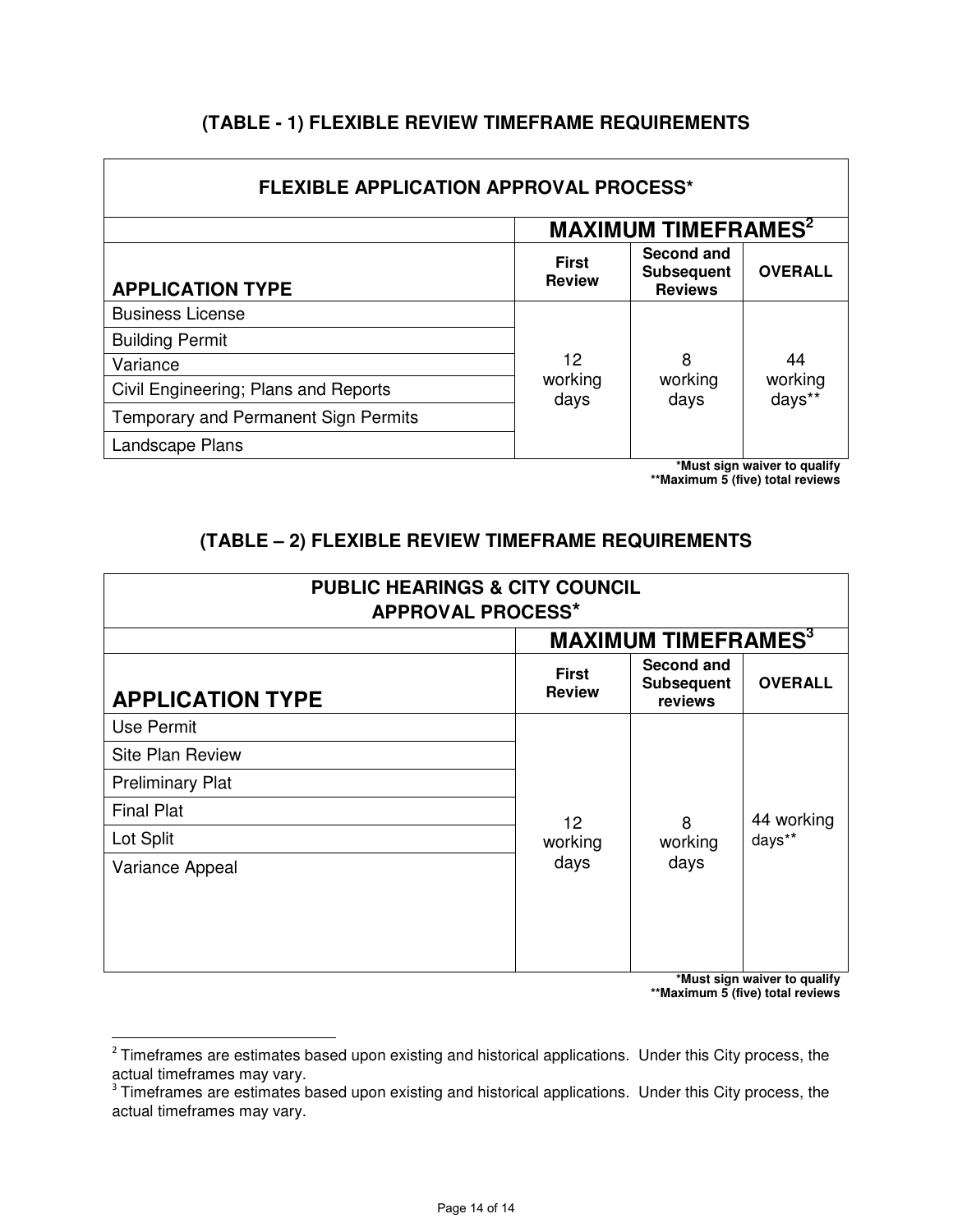## (TABLE - 1) FLEXIBLE REVIEW TIMEFRAME REQUIREMENTS

| FLEXIBLE APPLICATION APPROVAL PROCESS* | | | |
|---|---|---|---|
| | **MAXIMUM TIMEFRAMES[2]** | | |
| **APPLICATION TYPE** | **First Review** | **Second and Subsequent Reviews** | **OVERALL** |
| Business License | 12 working days | 8 working days | 44 working days** |
| Building Permit | | | |
| Variance | | | |
| Civil Engineering; Plans and Reports | | | |
| Temporary and Permanent Sign Permits | | | |
| Landscape Plans | | | |

**\*Must sign waiver to qualify**
**\*\*Maximum 5 (five) total reviews**

## (TABLE – 2) FLEXIBLE REVIEW TIMEFRAME REQUIREMENTS

| PUBLIC HEARINGS & CITY COUNCIL APPROVAL PROCESS* | | | |
|---|---|---|---|
| | **MAXIMUM TIMEFRAMES[3]** | | |
| **APPLICATION TYPE** | **First Review** | **Second and Subsequent reviews** | **OVERALL** |
| Use Permit | 12 working days | 8 working days | 44 working days** |
| Site Plan Review | | | |
| Preliminary Plat | | | |
| Final Plat | | | |
| Lot Split | | | |
| Variance Appeal | | | |

**\*Must sign waiver to qualify**
**\*\*Maximum 5 (five) total reviews**

---

[2] Timeframes are estimates based upon existing and historical applications. Under this City process, the actual timeframes may vary.

[3] Timeframes are estimates based upon existing and historical applications. Under this City process, the actual timeframes may vary.